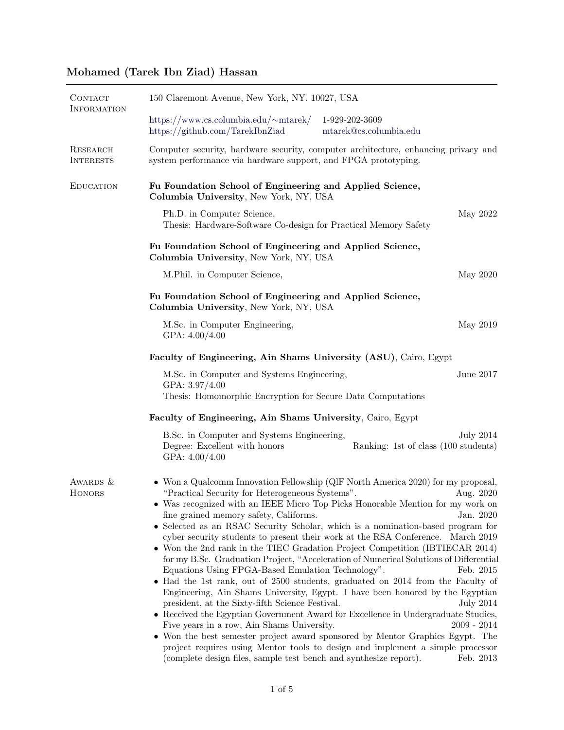# Mohamed (Tarek Ibn Ziad) Hassan

## Contact Information

150 Claremont Avenue, New York, NY. 10027, USA

https://www.cs.columbia.edu/~mtarek/ 1-929-202-3609
https://github.com/TarekIbnZiad mtarek@cs.columbia.edu

## Research Interests

Computer security, hardware security, computer architecture, enhancing privacy and system performance via hardware support, and FPGA prototyping.

## Education

**Fu Foundation School of Engineering and Applied Science, Columbia University**, New York, NY, USA

Ph.D. in Computer Science, — May 2022
Thesis: Hardware-Software Co-design for Practical Memory Safety

**Fu Foundation School of Engineering and Applied Science, Columbia University**, New York, NY, USA

M.Phil. in Computer Science, — May 2020

**Fu Foundation School of Engineering and Applied Science, Columbia University**, New York, NY, USA

M.Sc. in Computer Engineering, — May 2019
GPA: 4.00/4.00

**Faculty of Engineering, Ain Shams University (ASU)**, Cairo, Egypt

M.Sc. in Computer and Systems Engineering, — June 2017
GPA: 3.97/4.00
Thesis: Homomorphic Encryption for Secure Data Computations

**Faculty of Engineering, Ain Shams University**, Cairo, Egypt

B.Sc. in Computer and Systems Engineering, — July 2014
Degree: Excellent with honors — Ranking: 1st of class (100 students)
GPA: 4.00/4.00

## Awards & Honors

- Won a Qualcomm Innovation Fellowship (QIF North America 2020) for my proposal, "Practical Security for Heterogeneous Systems". — Aug. 2020
- Was recognized with an IEEE Micro Top Picks Honorable Mention for my work on fine grained memory safety, Califorms. — Jan. 2020
- Selected as an RSAC Security Scholar, which is a nomination-based program for cyber security students to present their work at the RSA Conference. — March 2019
- Won the 2nd rank in the TIEC Gradation Project Competition (IBTIECAR 2014) for my B.Sc. Graduation Project, "Acceleration of Numerical Solutions of Differential Equations Using FPGA-Based Emulation Technology". — Feb. 2015
- Had the 1st rank, out of 2500 students, graduated on 2014 from the Faculty of Engineering, Ain Shams University, Egypt. I have been honored by the Egyptian president, at the Sixty-fifth Science Festival. — July 2014
- Received the Egyptian Government Award for Excellence in Undergraduate Studies, Five years in a row, Ain Shams University. — 2009 - 2014
- Won the best semester project award sponsored by Mentor Graphics Egypt. The project requires using Mentor tools to design and implement a simple processor (complete design files, sample test bench and synthesize report). — Feb. 2013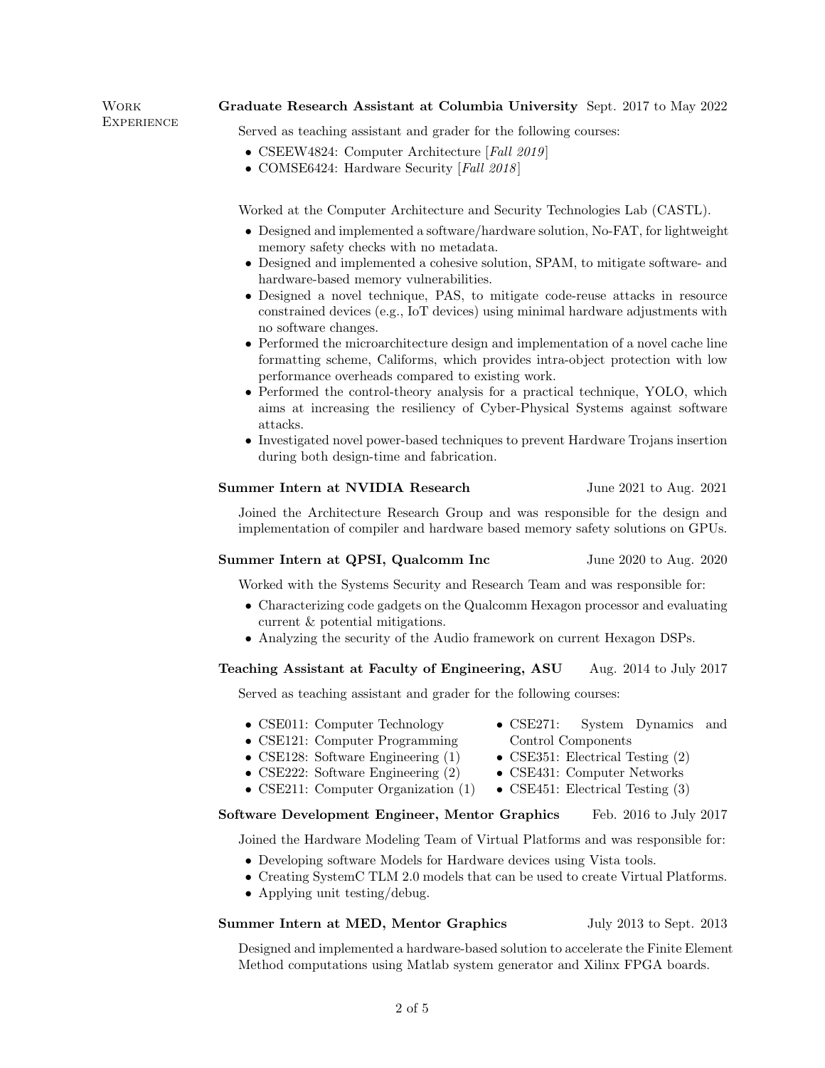## Work Experience

**Graduate Research Assistant at Columbia University** Sept. 2017 to May 2022

Served as teaching assistant and grader for the following courses:

- CSEEW4824: Computer Architecture [*Fall 2019*]
- COMSE6424: Hardware Security [*Fall 2018*]

Worked at the Computer Architecture and Security Technologies Lab (CASTL).

- Designed and implemented a software/hardware solution, No-FAT, for lightweight memory safety checks with no metadata.
- Designed and implemented a cohesive solution, SPAM, to mitigate software- and hardware-based memory vulnerabilities.
- Designed a novel technique, PAS, to mitigate code-reuse attacks in resource constrained devices (e.g., IoT devices) using minimal hardware adjustments with no software changes.
- Performed the microarchitecture design and implementation of a novel cache line formatting scheme, Califorms, which provides intra-object protection with low performance overheads compared to existing work.
- Performed the control-theory analysis for a practical technique, YOLO, which aims at increasing the resiliency of Cyber-Physical Systems against software attacks.
- Investigated novel power-based techniques to prevent Hardware Trojans insertion during both design-time and fabrication.

**Summer Intern at NVIDIA Research** June 2021 to Aug. 2021

Joined the Architecture Research Group and was responsible for the design and implementation of compiler and hardware based memory safety solutions on GPUs.

**Summer Intern at QPSI, Qualcomm Inc** June 2020 to Aug. 2020

Worked with the Systems Security and Research Team and was responsible for:

- Characterizing code gadgets on the Qualcomm Hexagon processor and evaluating current & potential mitigations.
- Analyzing the security of the Audio framework on current Hexagon DSPs.

**Teaching Assistant at Faculty of Engineering, ASU** Aug. 2014 to July 2017

Served as teaching assistant and grader for the following courses:

- CSE011: Computer Technology
- CSE121: Computer Programming
- CSE128: Software Engineering (1)
- CSE222: Software Engineering (2)
- CSE211: Computer Organization (1)
- CSE271: System Dynamics and Control Components
- CSE351: Electrical Testing (2)
- CSE431: Computer Networks
- CSE451: Electrical Testing (3)

**Software Development Engineer, Mentor Graphics** Feb. 2016 to July 2017

Joined the Hardware Modeling Team of Virtual Platforms and was responsible for:

- Developing software Models for Hardware devices using Vista tools.
- Creating SystemC TLM 2.0 models that can be used to create Virtual Platforms.
- Applying unit testing/debug.

**Summer Intern at MED, Mentor Graphics** July 2013 to Sept. 2013

Designed and implemented a hardware-based solution to accelerate the Finite Element Method computations using Matlab system generator and Xilinx FPGA boards.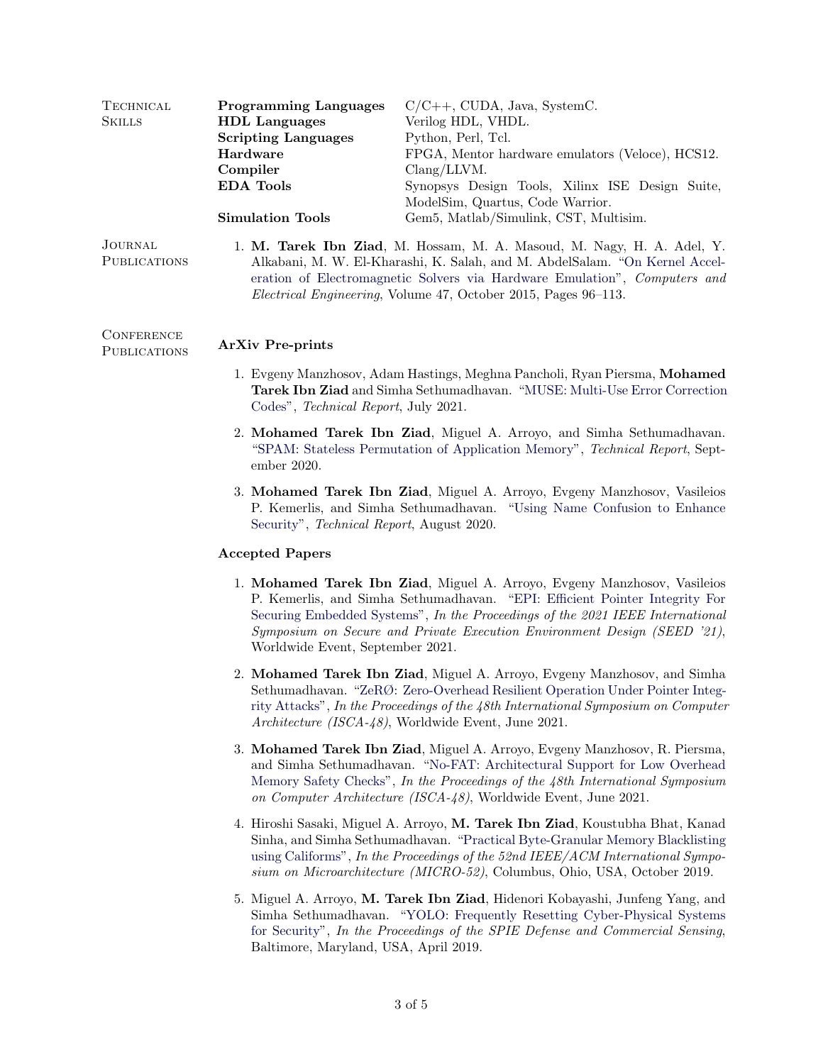## Technical Skills

| | |
|---|---|
| **Programming Languages** | C/C++, CUDA, Java, SystemC. |
| **HDL Languages** | Verilog HDL, VHDL. |
| **Scripting Languages** | Python, Perl, Tcl. |
| **Hardware** | FPGA, Mentor hardware emulators (Veloce), HCS12. |
| **Compiler** | Clang/LLVM. |
| **EDA Tools** | Synopsys Design Tools, Xilinx ISE Design Suite, ModelSim, Quartus, Code Warrior. |
| **Simulation Tools** | Gem5, Matlab/Simulink, CST, Multisim. |

## Journal Publications

1. **M. Tarek Ibn Ziad**, M. Hossam, M. A. Masoud, M. Nagy, H. A. Adel, Y. Alkabani, M. W. El-Kharashi, K. Salah, and M. AbdelSalam. "On Kernel Acceleration of Electromagnetic Solvers via Hardware Emulation", *Computers and Electrical Engineering*, Volume 47, October 2015, Pages 96–113.

## Conference Publications

### ArXiv Pre-prints

1. Evgeny Manzhosov, Adam Hastings, Meghna Pancholi, Ryan Piersma, **Mohamed Tarek Ibn Ziad** and Simha Sethumadhavan. "MUSE: Multi-Use Error Correction Codes", *Technical Report*, July 2021.
2. **Mohamed Tarek Ibn Ziad**, Miguel A. Arroyo, and Simha Sethumadhavan. "SPAM: Stateless Permutation of Application Memory", *Technical Report*, September 2020.
3. **Mohamed Tarek Ibn Ziad**, Miguel A. Arroyo, Evgeny Manzhosov, Vasileios P. Kemerlis, and Simha Sethumadhavan. "Using Name Confusion to Enhance Security", *Technical Report*, August 2020.

### Accepted Papers

1. **Mohamed Tarek Ibn Ziad**, Miguel A. Arroyo, Evgeny Manzhosov, Vasileios P. Kemerlis, and Simha Sethumadhavan. "EPI: Efficient Pointer Integrity For Securing Embedded Systems", *In the Proceedings of the 2021 IEEE International Symposium on Secure and Private Execution Environment Design (SEED '21)*, Worldwide Event, September 2021.
2. **Mohamed Tarek Ibn Ziad**, Miguel A. Arroyo, Evgeny Manzhosov, and Simha Sethumadhavan. "ZeRØ: Zero-Overhead Resilient Operation Under Pointer Integrity Attacks", *In the Proceedings of the 48th International Symposium on Computer Architecture (ISCA-48)*, Worldwide Event, June 2021.
3. **Mohamed Tarek Ibn Ziad**, Miguel A. Arroyo, Evgeny Manzhosov, R. Piersma, and Simha Sethumadhavan. "No-FAT: Architectural Support for Low Overhead Memory Safety Checks", *In the Proceedings of the 48th International Symposium on Computer Architecture (ISCA-48)*, Worldwide Event, June 2021.
4. Hiroshi Sasaki, Miguel A. Arroyo, **M. Tarek Ibn Ziad**, Koustubha Bhat, Kanad Sinha, and Simha Sethumadhavan. "Practical Byte-Granular Memory Blacklisting using Califorms", *In the Proceedings of the 52nd IEEE/ACM International Symposium on Microarchitecture (MICRO-52)*, Columbus, Ohio, USA, October 2019.
5. Miguel A. Arroyo, **M. Tarek Ibn Ziad**, Hidenori Kobayashi, Junfeng Yang, and Simha Sethumadhavan. "YOLO: Frequently Resetting Cyber-Physical Systems for Security", *In the Proceedings of the SPIE Defense and Commercial Sensing*, Baltimore, Maryland, USA, April 2019.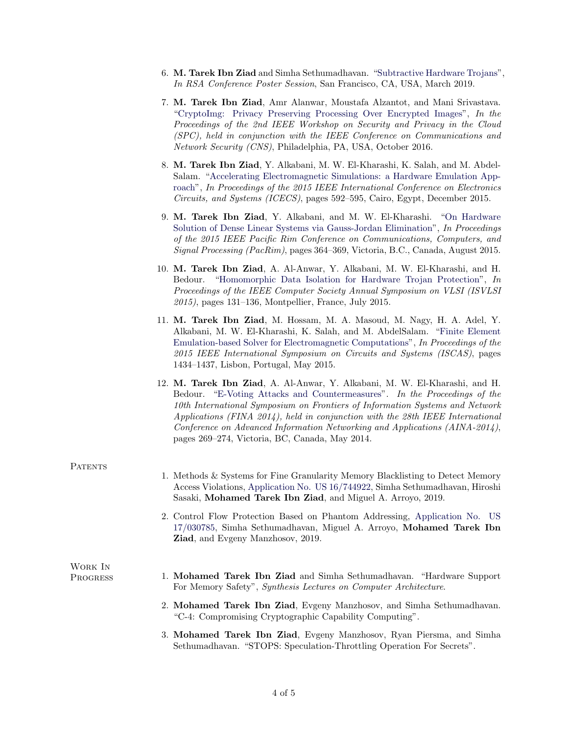6. **M. Tarek Ibn Ziad** and Simha Sethumadhavan. "Subtractive Hardware Trojans", *In RSA Conference Poster Session*, San Francisco, CA, USA, March 2019.

7. **M. Tarek Ibn Ziad**, Amr Alanwar, Moustafa Alzantot, and Mani Srivastava. "CryptoImg: Privacy Preserving Processing Over Encrypted Images", *In the Proceedings of the 2nd IEEE Workshop on Security and Privacy in the Cloud (SPC), held in conjunction with the IEEE Conference on Communications and Network Security (CNS)*, Philadelphia, PA, USA, October 2016.

8. **M. Tarek Ibn Ziad**, Y. Alkabani, M. W. El-Kharashi, K. Salah, and M. Abdel-Salam. "Accelerating Electromagnetic Simulations: a Hardware Emulation Approach", *In Proceedings of the 2015 IEEE International Conference on Electronics Circuits, and Systems (ICECS)*, pages 592–595, Cairo, Egypt, December 2015.

9. **M. Tarek Ibn Ziad**, Y. Alkabani, and M. W. El-Kharashi. "On Hardware Solution of Dense Linear Systems via Gauss-Jordan Elimination", *In Proceedings of the 2015 IEEE Pacific Rim Conference on Communications, Computers, and Signal Processing (PacRim)*, pages 364–369, Victoria, B.C., Canada, August 2015.

10. **M. Tarek Ibn Ziad**, A. Al-Anwar, Y. Alkabani, M. W. El-Kharashi, and H. Bedour. "Homomorphic Data Isolation for Hardware Trojan Protection", *In Proceedings of the IEEE Computer Society Annual Symposium on VLSI (ISVLSI 2015)*, pages 131–136, Montpellier, France, July 2015.

11. **M. Tarek Ibn Ziad**, M. Hossam, M. A. Masoud, M. Nagy, H. A. Adel, Y. Alkabani, M. W. El-Kharashi, K. Salah, and M. AbdelSalam. "Finite Element Emulation-based Solver for Electromagnetic Computations", *In Proceedings of the 2015 IEEE International Symposium on Circuits and Systems (ISCAS)*, pages 1434–1437, Lisbon, Portugal, May 2015.

12. **M. Tarek Ibn Ziad**, A. Al-Anwar, Y. Alkabani, M. W. El-Kharashi, and H. Bedour. "E-Voting Attacks and Countermeasures". *In the Proceedings of the 10th International Symposium on Frontiers of Information Systems and Network Applications (FINA 2014), held in conjunction with the 28th IEEE International Conference on Advanced Information Networking and Applications (AINA-2014)*, pages 269–274, Victoria, BC, Canada, May 2014.

## Patents

1. Methods & Systems for Fine Granularity Memory Blacklisting to Detect Memory Access Violations, Application No. US 16/744922, Simha Sethumadhavan, Hiroshi Sasaki, **Mohamed Tarek Ibn Ziad**, and Miguel A. Arroyo, 2019.

2. Control Flow Protection Based on Phantom Addressing, Application No. US 17/030785, Simha Sethumadhavan, Miguel A. Arroyo, **Mohamed Tarek Ibn Ziad**, and Evgeny Manzhosov, 2019.

## Work In Progress

1. **Mohamed Tarek Ibn Ziad** and Simha Sethumadhavan. "Hardware Support For Memory Safety", *Synthesis Lectures on Computer Architecture*.

2. **Mohamed Tarek Ibn Ziad**, Evgeny Manzhosov, and Simha Sethumadhavan. "C-4: Compromising Cryptographic Capability Computing".

3. **Mohamed Tarek Ibn Ziad**, Evgeny Manzhosov, Ryan Piersma, and Simha Sethumadhavan. "STOPS: Speculation-Throttling Operation For Secrets".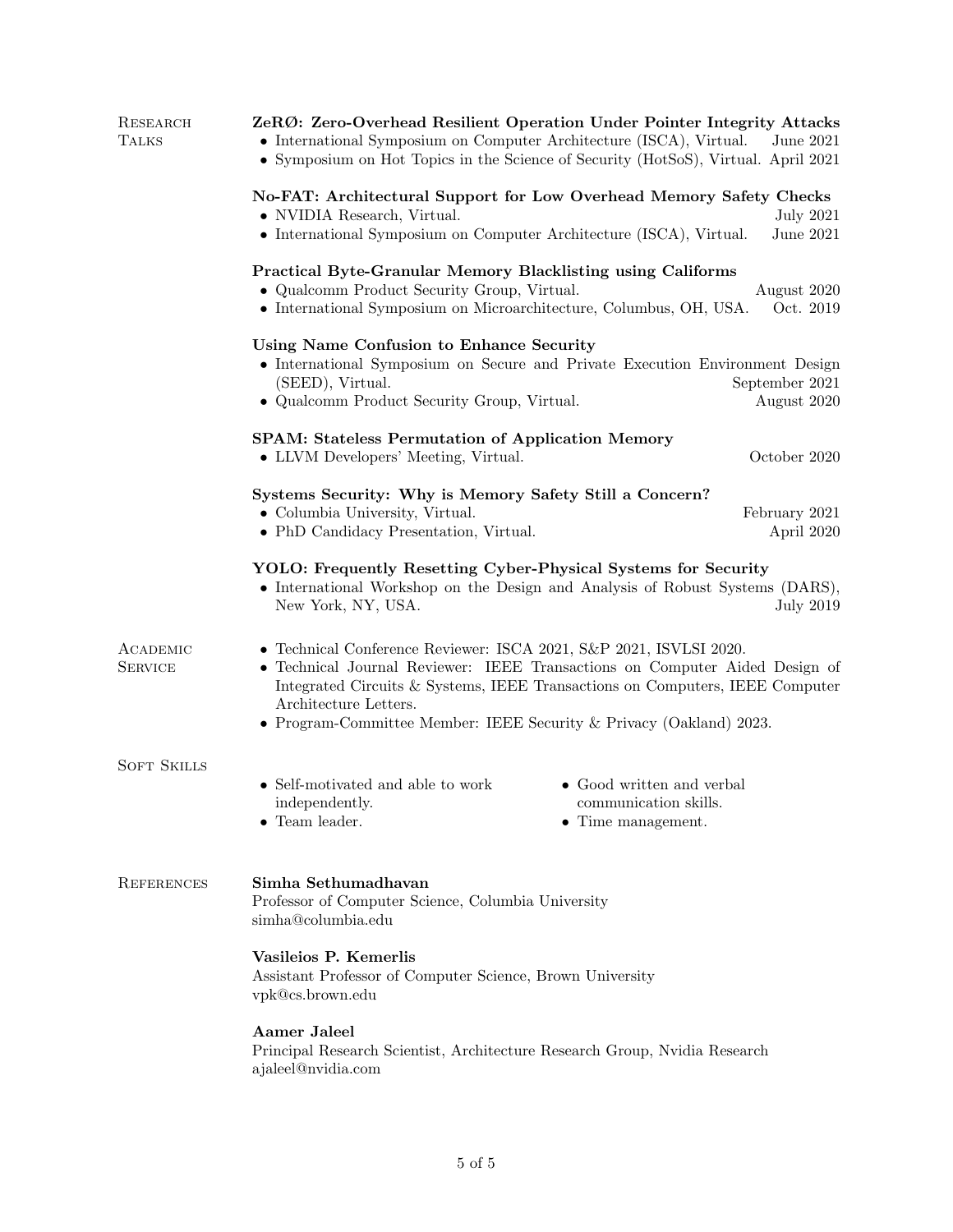## Research Talks

**ZeRØ: Zero-Overhead Resilient Operation Under Pointer Integrity Attacks**

- International Symposium on Computer Architecture (ISCA), Virtual. June 2021
- Symposium on Hot Topics in the Science of Security (HotSoS), Virtual. April 2021

**No-FAT: Architectural Support for Low Overhead Memory Safety Checks**

- NVIDIA Research, Virtual. July 2021
- International Symposium on Computer Architecture (ISCA), Virtual. June 2021

**Practical Byte-Granular Memory Blacklisting using Califorms**

- Qualcomm Product Security Group, Virtual. August 2020
- International Symposium on Microarchitecture, Columbus, OH, USA. Oct. 2019

**Using Name Confusion to Enhance Security**

- International Symposium on Secure and Private Execution Environment Design (SEED), Virtual. September 2021
- Qualcomm Product Security Group, Virtual. August 2020

**SPAM: Stateless Permutation of Application Memory**

- LLVM Developers' Meeting, Virtual. October 2020

**Systems Security: Why is Memory Safety Still a Concern?**

- Columbia University, Virtual. February 2021
- PhD Candidacy Presentation, Virtual. April 2020

**YOLO: Frequently Resetting Cyber-Physical Systems for Security**

- International Workshop on the Design and Analysis of Robust Systems (DARS), New York, NY, USA. July 2019

## Academic Service

- Technical Conference Reviewer: ISCA 2021, S&P 2021, ISVLSI 2020.
- Technical Journal Reviewer: IEEE Transactions on Computer Aided Design of Integrated Circuits & Systems, IEEE Transactions on Computers, IEEE Computer Architecture Letters.
- Program-Committee Member: IEEE Security & Privacy (Oakland) 2023.

## Soft Skills

- Self-motivated and able to work independently.
- Team leader.
- Good written and verbal communication skills.
- Time management.

## References

**Simha Sethumadhavan**
Professor of Computer Science, Columbia University
simha@columbia.edu

**Vasileios P. Kemerlis**
Assistant Professor of Computer Science, Brown University
vpk@cs.brown.edu

**Aamer Jaleel**
Principal Research Scientist, Architecture Research Group, Nvidia Research
ajaleel@nvidia.com